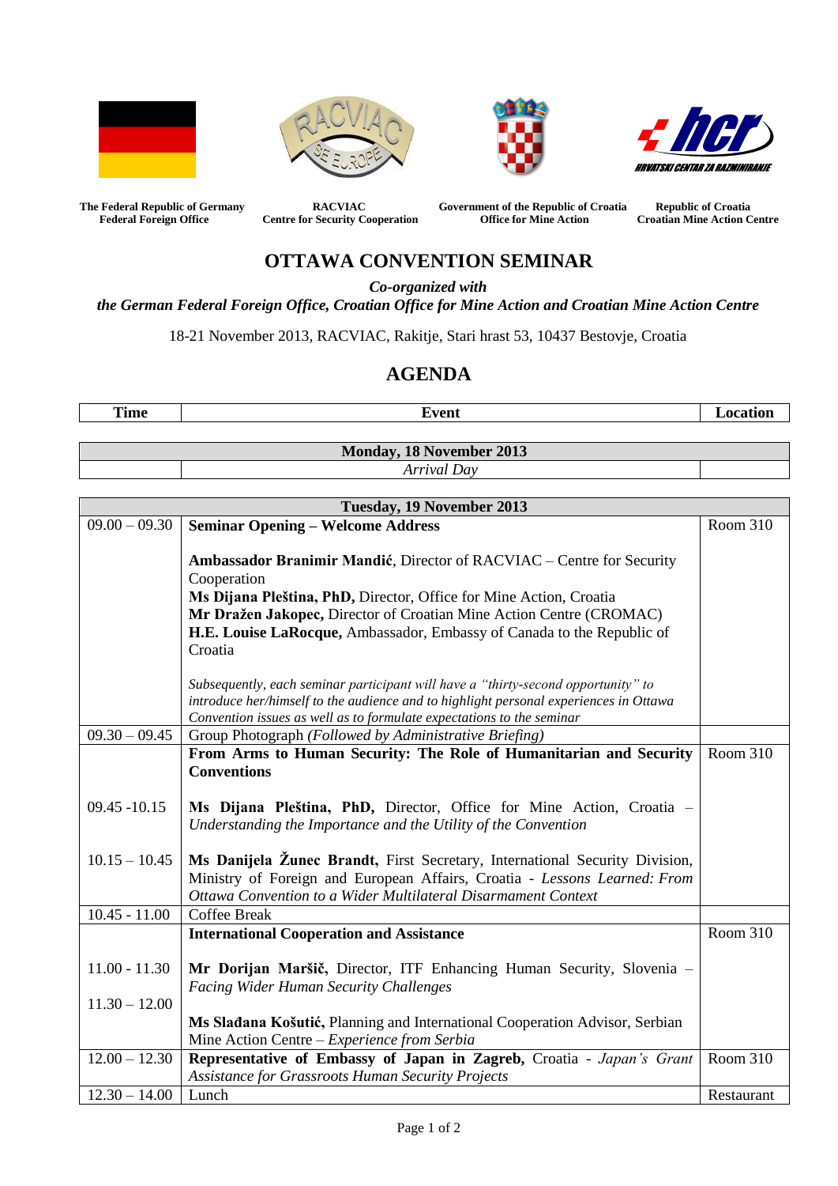| The Federal Republic of Germany<br>Federal Foreign Office | RACVIAC<br>Centre for Security Cooperation | Government of the Republic of Croatia<br>Office for Mine Action | Republic of Croatia<br>Croatian Mine Action Centre |
|---|---|---|---|

# OTTAWA CONVENTION SEMINAR

***Co-organized with***
***the German Federal Foreign Office, Croatian Office for Mine Action and Croatian Mine Action Centre***

18-21 November 2013, RACVIAC, Rakitje, Stari hrast 53, 10437 Bestovje, Croatia

## AGENDA

| Time | Event | Location |
|---|---|---|
| | **Monday, 18 November 2013** | |
| | *Arrival Day* | |
| | **Tuesday, 19 November 2013** | |
| 09.00 – 09.30 | **Seminar Opening – Welcome Address**<br><br>**Ambassador Branimir Mandić**, Director of RACVIAC – Centre for Security Cooperation<br>**Ms Dijana Pleština, PhD,** Director, Office for Mine Action, Croatia<br>**Mr Dražen Jakopec,** Director of Croatian Mine Action Centre (CROMAC)<br>**H.E. Louise LaRocque,** Ambassador, Embassy of Canada to the Republic of Croatia<br><br>*Subsequently, each seminar participant will have a "thirty-second opportunity" to introduce her/himself to the audience and to highlight personal experiences in Ottawa Convention issues as well as to formulate expectations to the seminar* | Room 310 |
| 09.30 – 09.45 | Group Photograph *(Followed by Administrative Briefing)* | |
| | **From Arms to Human Security: The Role of Humanitarian and Security Conventions** | Room 310 |
| 09.45 -10.15 | **Ms Dijana Pleština, PhD,** Director, Office for Mine Action, Croatia – *Understanding the Importance and the Utility of the Convention* | |
| 10.15 – 10.45 | **Ms Danijela Žunec Brandt,** First Secretary, International Security Division, Ministry of Foreign and European Affairs, Croatia - *Lessons Learned: From Ottawa Convention to a Wider Multilateral Disarmament Context* | |
| 10.45 - 11.00 | Coffee Break | |
| | **International Cooperation and Assistance** | Room 310 |
| 11.00 - 11.30 | **Mr Dorijan Maršič,** Director, ITF Enhancing Human Security, Slovenia – *Facing Wider Human Security Challenges* | |
| 11.30 – 12.00 | **Ms Slađana Košutić,** Planning and International Cooperation Advisor, Serbian Mine Action Centre – *Experience from Serbia* | |
| 12.00 – 12.30 | **Representative of Embassy of Japan in Zagreb,** Croatia - *Japan's Grant Assistance for Grassroots Human Security Projects* | Room 310 |
| 12.30 – 14.00 | Lunch | Restaurant |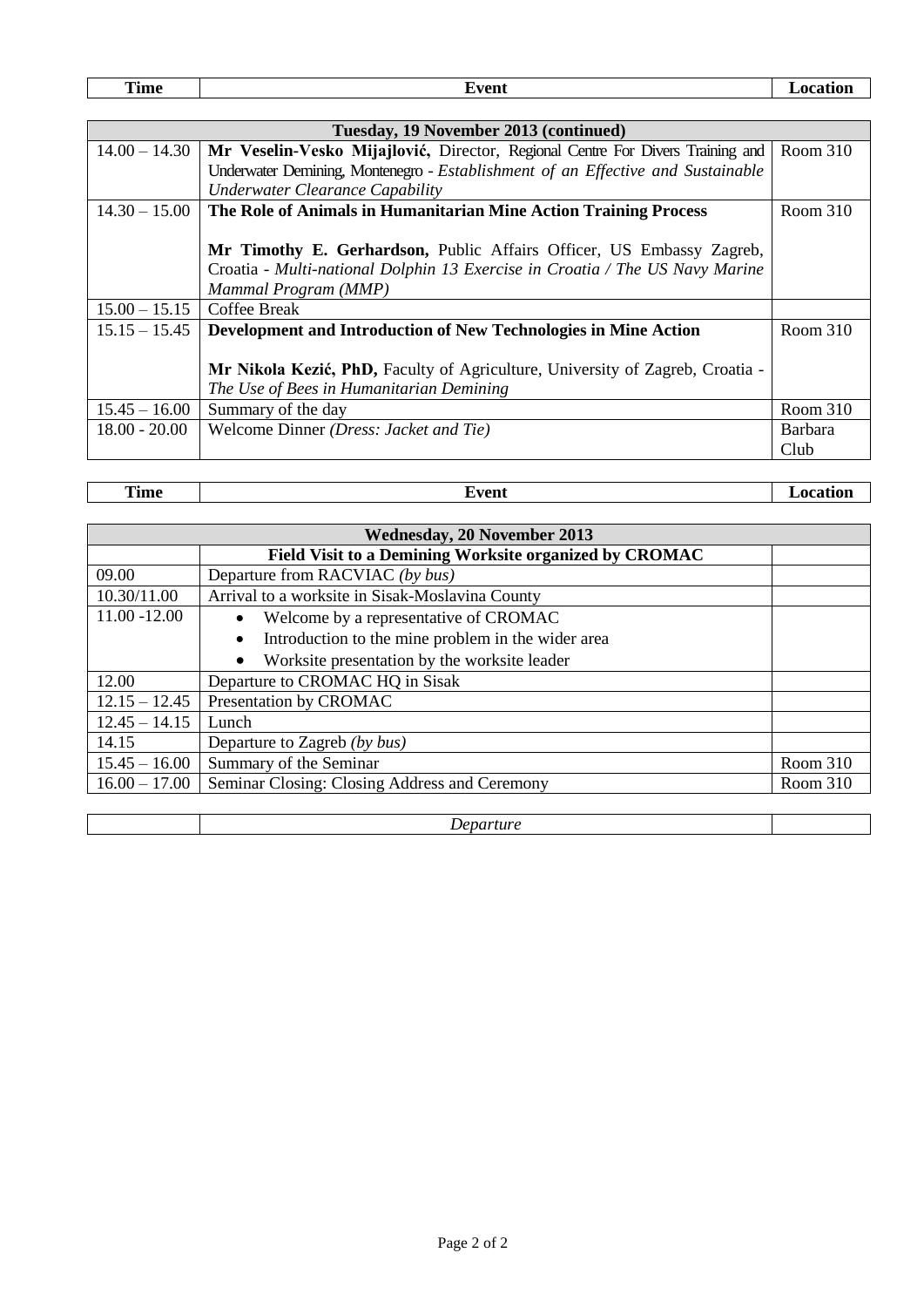| Time | Event | Location |
|---|---|---|
| **Tuesday, 19 November 2013 (continued)** | | |
| 14.00 – 14.30 | **Mr Veselin-Vesko Mijajlović,** Director, Regional Centre For Divers Training and Underwater Demining, Montenegro - *Establishment of an Effective and Sustainable Underwater Clearance Capability* | Room 310 |
| 14.30 – 15.00 | **The Role of Animals in Humanitarian Mine Action Training Process**<br><br>**Mr Timothy E. Gerhardson,** Public Affairs Officer, US Embassy Zagreb, Croatia - *Multi-national Dolphin 13 Exercise in Croatia / The US Navy Marine Mammal Program (MMP)* | Room 310 |
| 15.00 – 15.15 | Coffee Break | |
| 15.15 – 15.45 | **Development and Introduction of New Technologies in Mine Action**<br><br>**Mr Nikola Kezić, PhD,** Faculty of Agriculture, University of Zagreb, Croatia - *The Use of Bees in Humanitarian Demining* | Room 310 |
| 15.45 – 16.00 | Summary of the day | Room 310 |
| 18.00 - 20.00 | Welcome Dinner *(Dress: Jacket and Tie)* | Barbara Club |

| Time | Event | Location |
|---|---|---|
| **Wednesday, 20 November 2013** | | |
| | **Field Visit to a Demining Worksite organized by CROMAC** | |
| 09.00 | Departure from RACVIAC *(by bus)* | |
| 10.30/11.00 | Arrival to a worksite in Sisak-Moslavina County | |
| 11.00 -12.00 | • Welcome by a representative of CROMAC<br>• Introduction to the mine problem in the wider area<br>• Worksite presentation by the worksite leader | |
| 12.00 | Departure to CROMAC HQ in Sisak | |
| 12.15 – 12.45 | Presentation by CROMAC | |
| 12.45 – 14.15 | Lunch | |
| 14.15 | Departure to Zagreb *(by bus)* | |
| 15.45 – 16.00 | Summary of the Seminar | Room 310 |
| 16.00 – 17.00 | Seminar Closing: Closing Address and Ceremony | Room 310 |

| | | |
|---|---|---|
| | *Departure* | |